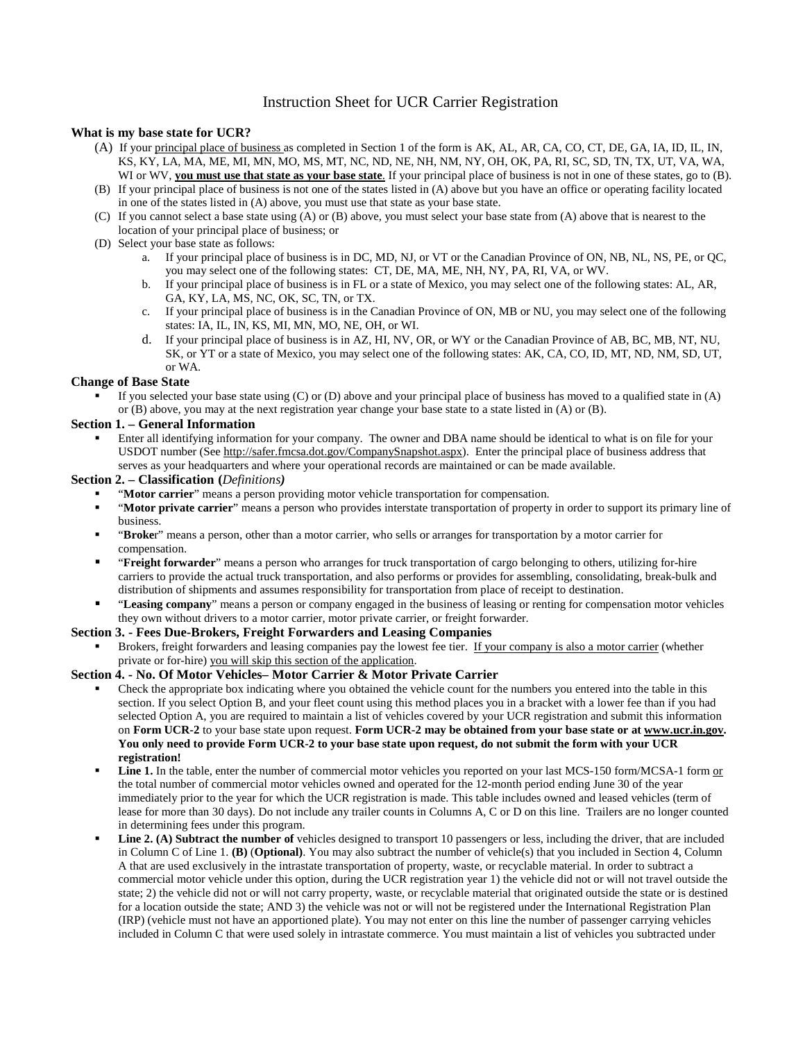# Instruction Sheet for UCR Carrier Registration

### What is my base state for UCR?

(A) If your principal place of business as completed in Section 1 of the form is AK, AL, AR, CA, CO, CT, DE, GA, IA, ID, IL, IN, KS, KY, LA, MA, ME, MI, MN, MO, MS, MT, NC, ND, NE, NH, NM, NY, OH, OK, PA, RI, SC, SD, TN, TX, UT, VA, WA, WI or WV, **<u>you must use that state as your base state</u>**. If your principal place of business is not in one of these states, go to (B).

(B) If your principal place of business is not one of the states listed in (A) above but you have an office or operating facility located in one of the states listed in (A) above, you must use that state as your base state.

(C) If you cannot select a base state using (A) or (B) above, you must select your base state from (A) above that is nearest to the location of your principal place of business; or

(D) Select your base state as follows:

a. If your principal place of business is in DC, MD, NJ, or VT or the Canadian Province of ON, NB, NL, NS, PE, or QC, you may select one of the following states: CT, DE, MA, ME, NH, NY, PA, RI, VA, or WV.

b. If your principal place of business is in FL or a state of Mexico, you may select one of the following states: AL, AR, GA, KY, LA, MS, NC, OK, SC, TN, or TX.

c. If your principal place of business is in the Canadian Province of ON, MB or NU, you may select one of the following states: IA, IL, IN, KS, MI, MN, MO, NE, OH, or WI.

d. If your principal place of business is in AZ, HI, NV, OR, or WY or the Canadian Province of AB, BC, MB, NT, NU, SK, or YT or a state of Mexico, you may select one of the following states: AK, CA, CO, ID, MT, ND, NM, SD, UT, or WA.

### Change of Base State

- If you selected your base state using (C) or (D) above and your principal place of business has moved to a qualified state in (A) or (B) above, you may at the next registration year change your base state to a state listed in (A) or (B).

### Section 1. – General Information

- Enter all identifying information for your company. The owner and DBA name should be identical to what is on file for your USDOT number (See http://safer.fmcsa.dot.gov/CompanySnapshot.aspx). Enter the principal place of business address that serves as your headquarters and where your operational records are maintained or can be made available.

### Section 2. – Classification (*Definitions*)

- "**Motor carrier**" means a person providing motor vehicle transportation for compensation.
- "**Motor private carrier**" means a person who provides interstate transportation of property in order to support its primary line of business.
- "**Broker**" means a person, other than a motor carrier, who sells or arranges for transportation by a motor carrier for compensation.
- "**Freight forwarder**" means a person who arranges for truck transportation of cargo belonging to others, utilizing for-hire carriers to provide the actual truck transportation, and also performs or provides for assembling, consolidating, break-bulk and distribution of shipments and assumes responsibility for transportation from place of receipt to destination.
- "**Leasing company**" means a person or company engaged in the business of leasing or renting for compensation motor vehicles they own without drivers to a motor carrier, motor private carrier, or freight forwarder.

### Section 3. - Fees Due-Brokers, Freight Forwarders and Leasing Companies

- Brokers, freight forwarders and leasing companies pay the lowest fee tier. <u>If your company is also a motor carrier</u> (whether private or for-hire) <u>you will skip this section of the application</u>.

### Section 4. - No. Of Motor Vehicles– Motor Carrier & Motor Private Carrier

- Check the appropriate box indicating where you obtained the vehicle count for the numbers you entered into the table in this section. If you select Option B, and your fleet count using this method places you in a bracket with a lower fee than if you had selected Option A, you are required to maintain a list of vehicles covered by your UCR registration and submit this information on **Form UCR-2** to your base state upon request. **Form UCR-2 may be obtained from your base state or at www.ucr.in.gov. You only need to provide Form UCR-2 to your base state upon request, do not submit the form with your UCR registration!**
- **Line 1.** In the table, enter the number of commercial motor vehicles you reported on your last MCS-150 form/MCSA-1 form <u>or</u> the total number of commercial motor vehicles owned and operated for the 12-month period ending June 30 of the year immediately prior to the year for which the UCR registration is made. This table includes owned and leased vehicles (term of lease for more than 30 days). Do not include any trailer counts in Columns A, C or D on this line. Trailers are no longer counted in determining fees under this program.
- **Line 2. (A) Subtract the number of** vehicles designed to transport 10 passengers or less, including the driver, that are included in Column C of Line 1. **(B)** (**Optional**). You may also subtract the number of vehicle(s) that you included in Section 4, Column A that are used exclusively in the intrastate transportation of property, waste, or recyclable material. In order to subtract a commercial motor vehicle under this option, during the UCR registration year 1) the vehicle did not or will not travel outside the state; 2) the vehicle did not or will not carry property, waste, or recyclable material that originated outside the state or is destined for a location outside the state; AND 3) the vehicle was not or will not be registered under the International Registration Plan (IRP) (vehicle must not have an apportioned plate). You may not enter on this line the number of passenger carrying vehicles included in Column C that were used solely in intrastate commerce. You must maintain a list of vehicles you subtracted under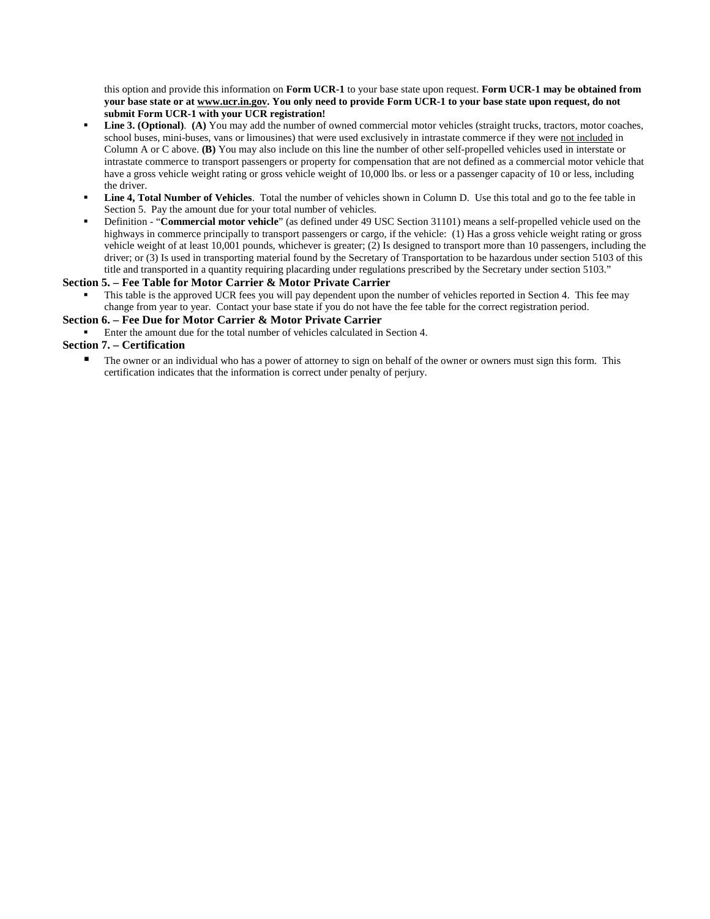this option and provide this information on **Form UCR-1** to your base state upon request. **Form UCR-1 may be obtained from your base state or at www.ucr.in.gov. You only need to provide Form UCR-1 to your base state upon request, do not submit Form UCR-1 with your UCR registration!**

- **Line 3. (Optional)**. **(A)** You may add the number of owned commercial motor vehicles (straight trucks, tractors, motor coaches, school buses, mini-buses, vans or limousines) that were used exclusively in intrastate commerce if they were not included in Column A or C above. **(B)** You may also include on this line the number of other self-propelled vehicles used in interstate or intrastate commerce to transport passengers or property for compensation that are not defined as a commercial motor vehicle that have a gross vehicle weight rating or gross vehicle weight of 10,000 lbs. or less or a passenger capacity of 10 or less, including the driver.
- **Line 4, Total Number of Vehicles**. Total the number of vehicles shown in Column D. Use this total and go to the fee table in Section 5. Pay the amount due for your total number of vehicles.
- Definition - "**Commercial motor vehicle**" (as defined under 49 USC Section 31101) means a self-propelled vehicle used on the highways in commerce principally to transport passengers or cargo, if the vehicle: (1) Has a gross vehicle weight rating or gross vehicle weight of at least 10,001 pounds, whichever is greater; (2) Is designed to transport more than 10 passengers, including the driver; or (3) Is used in transporting material found by the Secretary of Transportation to be hazardous under section 5103 of this title and transported in a quantity requiring placarding under regulations prescribed by the Secretary under section 5103."

### Section 5. – Fee Table for Motor Carrier & Motor Private Carrier

- This table is the approved UCR fees you will pay dependent upon the number of vehicles reported in Section 4. This fee may change from year to year. Contact your base state if you do not have the fee table for the correct registration period.

### Section 6. – Fee Due for Motor Carrier & Motor Private Carrier

- Enter the amount due for the total number of vehicles calculated in Section 4.

### Section 7. – Certification

- The owner or an individual who has a power of attorney to sign on behalf of the owner or owners must sign this form. This certification indicates that the information is correct under penalty of perjury.